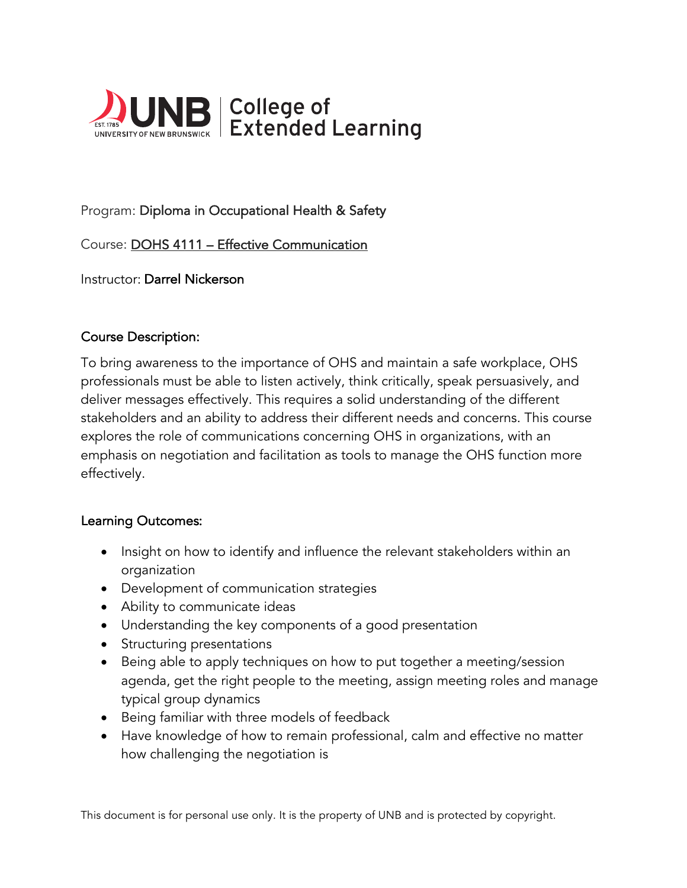UNB | College of Extended Learning

Program: Diploma in Occupational Health & Safety

Course: DOHS 4111 – Effective Communication

Instructor: Darrel Nickerson

## Course Description:

To bring awareness to the importance of OHS and maintain a safe workplace, OHS professionals must be able to listen actively, think critically, speak persuasively, and deliver messages effectively. This requires a solid understanding of the different stakeholders and an ability to address their different needs and concerns. This course explores the role of communications concerning OHS in organizations, with an emphasis on negotiation and facilitation as tools to manage the OHS function more effectively.

## Learning Outcomes:

- Insight on how to identify and influence the relevant stakeholders within an organization
- Development of communication strategies
- Ability to communicate ideas
- Understanding the key components of a good presentation
- Structuring presentations
- Being able to apply techniques on how to put together a meeting/session agenda, get the right people to the meeting, assign meeting roles and manage typical group dynamics
- Being familiar with three models of feedback
- Have knowledge of how to remain professional, calm and effective no matter how challenging the negotiation is

This document is for personal use only. It is the property of UNB and is protected by copyright.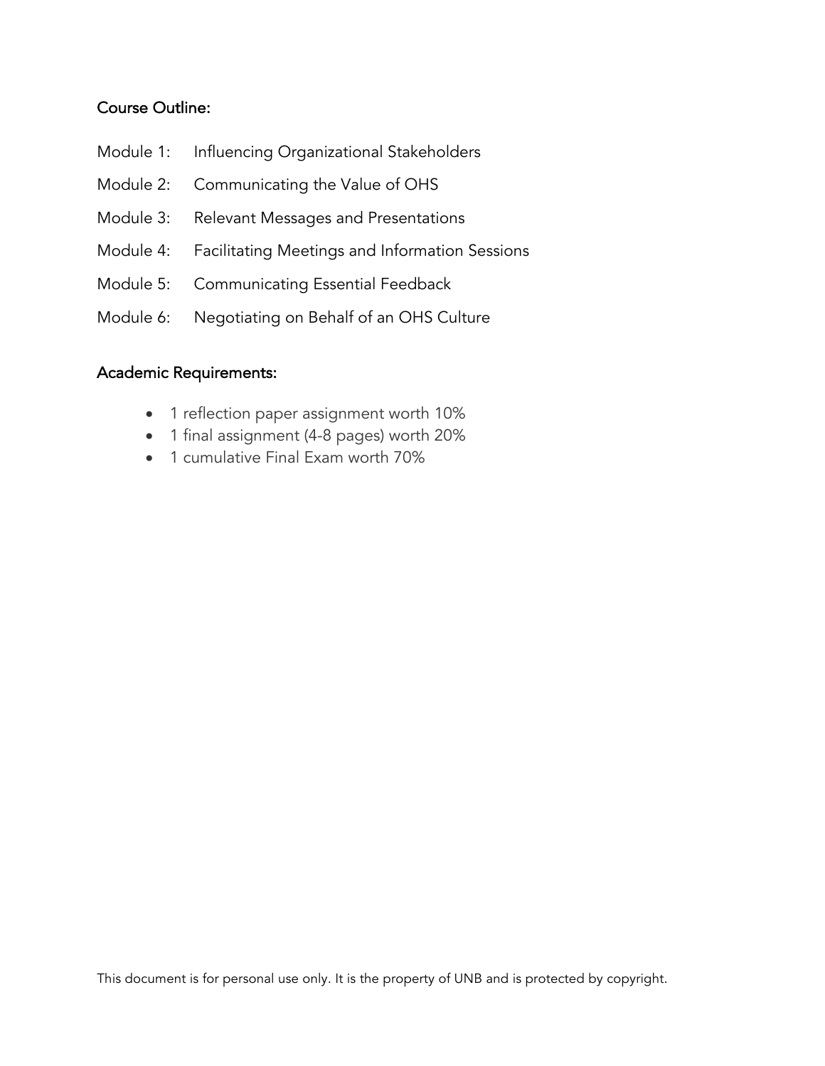## Course Outline:

Module 1: Influencing Organizational Stakeholders

Module 2: Communicating the Value of OHS

Module 3: Relevant Messages and Presentations

Module 4: Facilitating Meetings and Information Sessions

Module 5: Communicating Essential Feedback

Module 6: Negotiating on Behalf of an OHS Culture

## Academic Requirements:

- 1 reflection paper assignment worth 10%
- 1 final assignment (4-8 pages) worth 20%
- 1 cumulative Final Exam worth 70%

This document is for personal use only. It is the property of UNB and is protected by copyright.